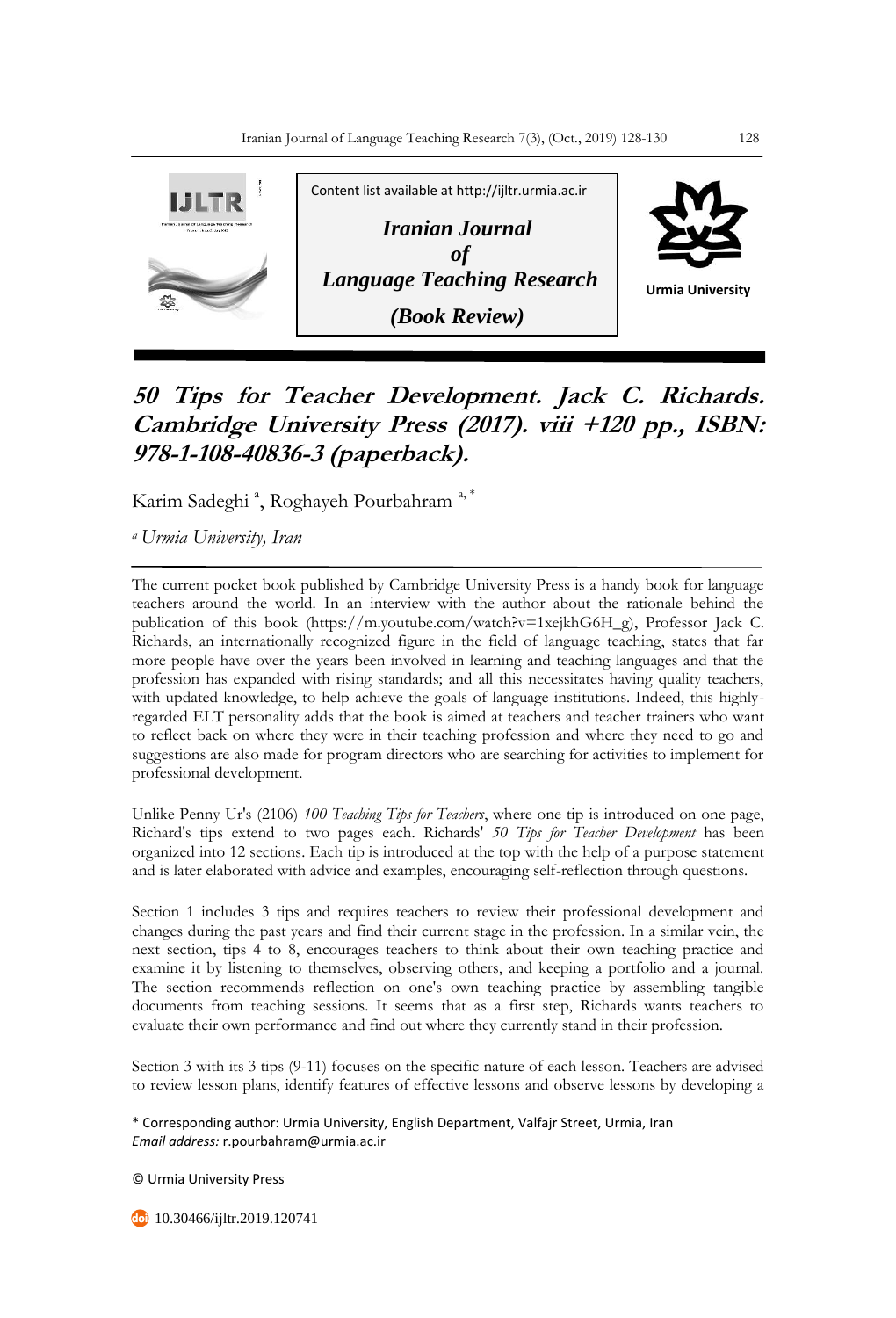Content list available at http://ijltr.urmia.ac.ir

***Iranian Journal of Language Teaching Research***

***(Book Review)***

Urmia University

# *50 Tips for Teacher Development. Jack C. Richards. Cambridge University Press (2017). viii +120 pp., ISBN: 978-1-108-40836-3 (paperback).*

Karim Sadeghi [a], Roghayeh Pourbahram [a, *]

[a] *Urmia University, Iran*

---

The current pocket book published by Cambridge University Press is a handy book for language teachers around the world. In an interview with the author about the rationale behind the publication of this book (https://m.youtube.com/watch?v=1xejkhG6H_g), Professor Jack C. Richards, an internationally recognized figure in the field of language teaching, states that far more people have over the years been involved in learning and teaching languages and that the profession has expanded with rising standards; and all this necessitates having quality teachers, with updated knowledge, to help achieve the goals of language institutions. Indeed, this highly-regarded ELT personality adds that the book is aimed at teachers and teacher trainers who want to reflect back on where they were in their teaching profession and where they need to go and suggestions are also made for program directors who are searching for activities to implement for professional development.

Unlike Penny Ur's (2106) *100 Teaching Tips for Teachers*, where one tip is introduced on one page, Richard's tips extend to two pages each. Richards' *50 Tips for Teacher Development* has been organized into 12 sections. Each tip is introduced at the top with the help of a purpose statement and is later elaborated with advice and examples, encouraging self-reflection through questions.

Section 1 includes 3 tips and requires teachers to review their professional development and changes during the past years and find their current stage in the profession. In a similar vein, the next section, tips 4 to 8, encourages teachers to think about their own teaching practice and examine it by listening to themselves, observing others, and keeping a portfolio and a journal. The section recommends reflection on one's own teaching practice by assembling tangible documents from teaching sessions. It seems that as a first step, Richards wants teachers to evaluate their own performance and find out where they currently stand in their profession.

Section 3 with its 3 tips (9-11) focuses on the specific nature of each lesson. Teachers are advised to review lesson plans, identify features of effective lessons and observe lessons by developing a

\* Corresponding author: Urmia University, English Department, Valfajr Street, Urmia, Iran
*Email address:* r.pourbahram@urmia.ac.ir

© Urmia University Press

10.30466/ijltr.2019.120741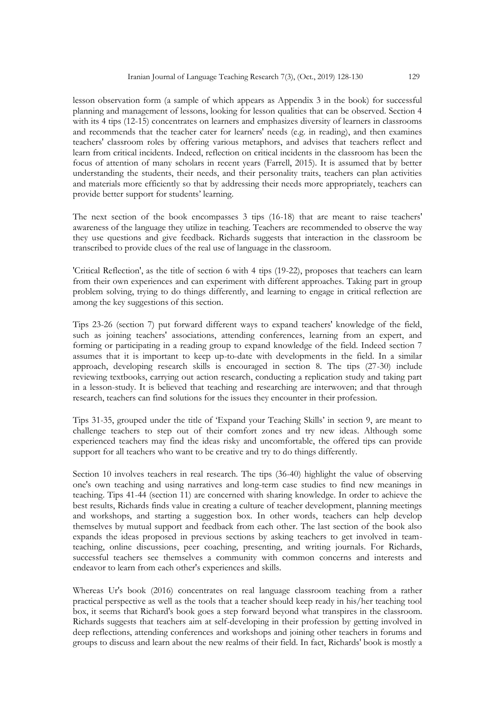lesson observation form (a sample of which appears as Appendix 3 in the book) for successful planning and management of lessons, looking for lesson qualities that can be observed. Section 4 with its 4 tips (12-15) concentrates on learners and emphasizes diversity of learners in classrooms and recommends that the teacher cater for learners' needs (e.g. in reading), and then examines teachers' classroom roles by offering various metaphors, and advises that teachers reflect and learn from critical incidents. Indeed, reflection on critical incidents in the classroom has been the focus of attention of many scholars in recent years (Farrell, 2015). It is assumed that by better understanding the students, their needs, and their personality traits, teachers can plan activities and materials more efficiently so that by addressing their needs more appropriately, teachers can provide better support for students' learning.

The next section of the book encompasses 3 tips (16-18) that are meant to raise teachers' awareness of the language they utilize in teaching. Teachers are recommended to observe the way they use questions and give feedback. Richards suggests that interaction in the classroom be transcribed to provide clues of the real use of language in the classroom.

'Critical Reflection', as the title of section 6 with 4 tips (19-22), proposes that teachers can learn from their own experiences and can experiment with different approaches. Taking part in group problem solving, trying to do things differently, and learning to engage in critical reflection are among the key suggestions of this section.

Tips 23-26 (section 7) put forward different ways to expand teachers' knowledge of the field, such as joining teachers' associations, attending conferences, learning from an expert, and forming or participating in a reading group to expand knowledge of the field. Indeed section 7 assumes that it is important to keep up-to-date with developments in the field. In a similar approach, developing research skills is encouraged in section 8. The tips (27-30) include reviewing textbooks, carrying out action research, conducting a replication study and taking part in a lesson-study. It is believed that teaching and researching are interwoven; and that through research, teachers can find solutions for the issues they encounter in their profession.

Tips 31-35, grouped under the title of 'Expand your Teaching Skills' in section 9, are meant to challenge teachers to step out of their comfort zones and try new ideas. Although some experienced teachers may find the ideas risky and uncomfortable, the offered tips can provide support for all teachers who want to be creative and try to do things differently.

Section 10 involves teachers in real research. The tips (36-40) highlight the value of observing one's own teaching and using narratives and long-term case studies to find new meanings in teaching. Tips 41-44 (section 11) are concerned with sharing knowledge. In order to achieve the best results, Richards finds value in creating a culture of teacher development, planning meetings and workshops, and starting a suggestion box. In other words, teachers can help develop themselves by mutual support and feedback from each other. The last section of the book also expands the ideas proposed in previous sections by asking teachers to get involved in team-teaching, online discussions, peer coaching, presenting, and writing journals. For Richards, successful teachers see themselves a community with common concerns and interests and endeavor to learn from each other's experiences and skills.

Whereas Ur's book (2016) concentrates on real language classroom teaching from a rather practical perspective as well as the tools that a teacher should keep ready in his/her teaching tool box, it seems that Richard's book goes a step forward beyond what transpires in the classroom. Richards suggests that teachers aim at self-developing in their profession by getting involved in deep reflections, attending conferences and workshops and joining other teachers in forums and groups to discuss and learn about the new realms of their field. In fact, Richards' book is mostly a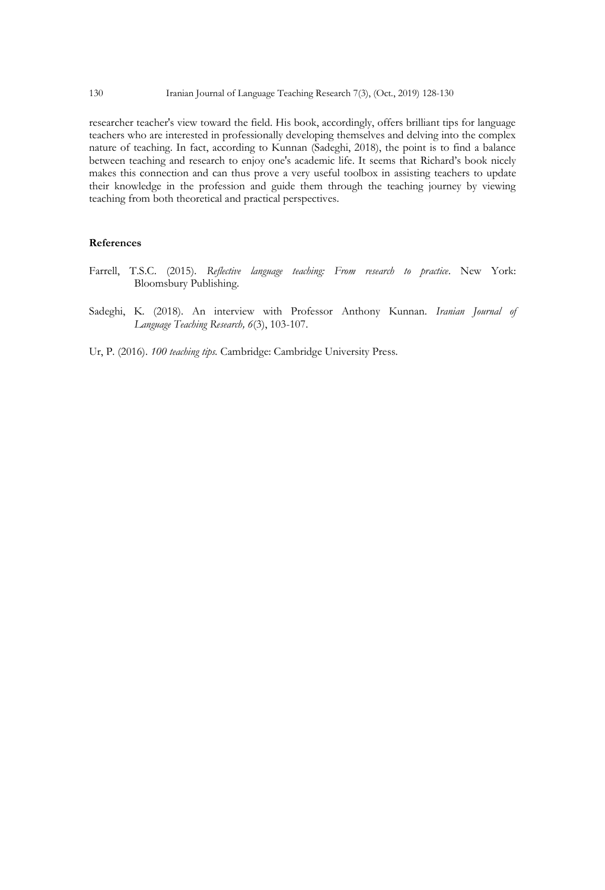researcher teacher's view toward the field. His book, accordingly, offers brilliant tips for language teachers who are interested in professionally developing themselves and delving into the complex nature of teaching. In fact, according to Kunnan (Sadeghi, 2018), the point is to find a balance between teaching and research to enjoy one's academic life. It seems that Richard's book nicely makes this connection and can thus prove a very useful toolbox in assisting teachers to update their knowledge in the profession and guide them through the teaching journey by viewing teaching from both theoretical and practical perspectives.

### References

Farrell, T.S.C. (2015). *Reflective language teaching: From research to practice*. New York: Bloomsbury Publishing.

Sadeghi, K. (2018). An interview with Professor Anthony Kunnan. *Iranian Journal of Language Teaching Research, 6*(3), 103-107.

Ur, P. (2016). *100 teaching tips.* Cambridge: Cambridge University Press.